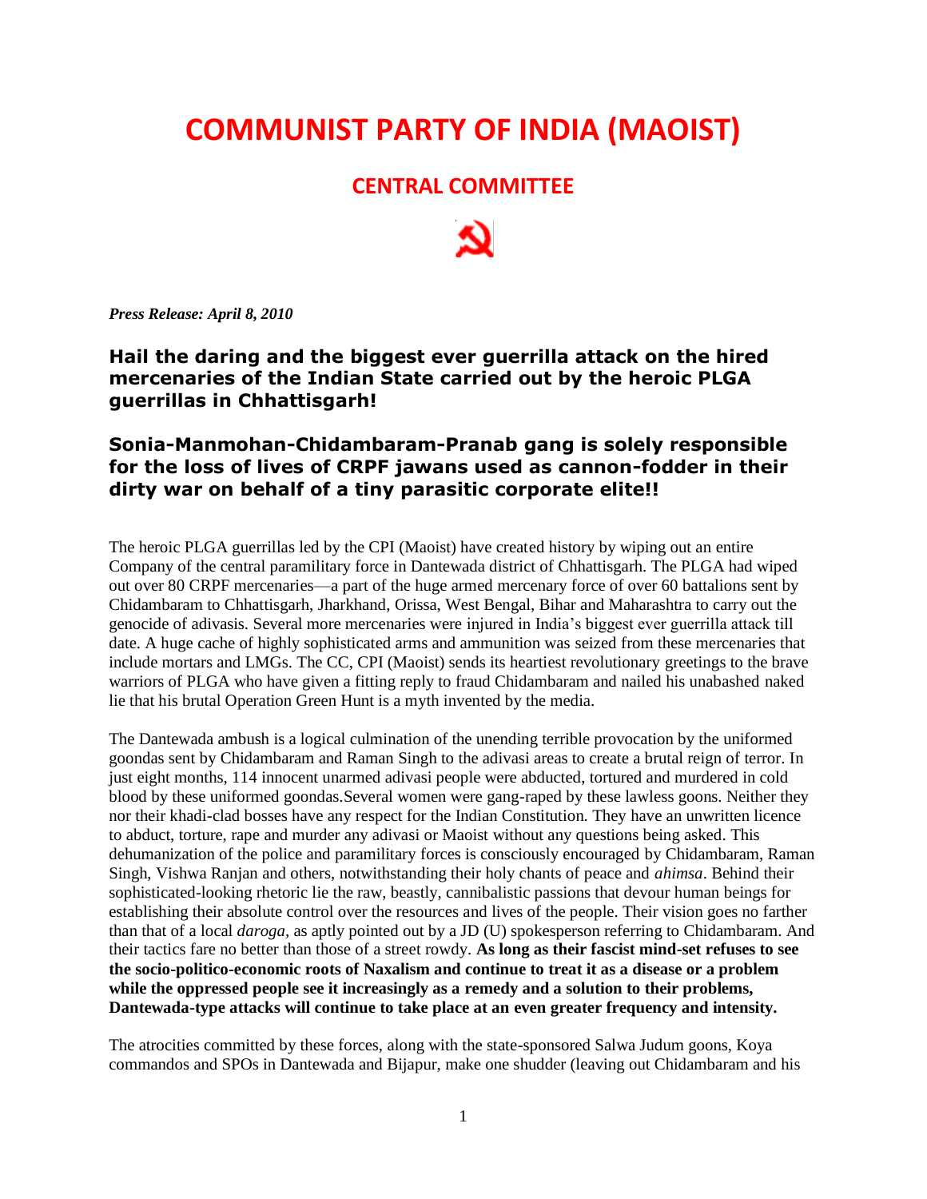# COMMUNIST PARTY OF INDIA (MAOIST)

## CENTRAL COMMITTEE

***Press Release: April 8, 2010***

### Hail the daring and the biggest ever guerrilla attack on the hired mercenaries of the Indian State carried out by the heroic PLGA guerrillas in Chhattisgarh!

### Sonia-Manmohan-Chidambaram-Pranab gang is solely responsible for the loss of lives of CRPF jawans used as cannon-fodder in their dirty war on behalf of a tiny parasitic corporate elite!!

The heroic PLGA guerrillas led by the CPI (Maoist) have created history by wiping out an entire Company of the central paramilitary force in Dantewada district of Chhattisgarh. The PLGA had wiped out over 80 CRPF mercenaries—a part of the huge armed mercenary force of over 60 battalions sent by Chidambaram to Chhattisgarh, Jharkhand, Orissa, West Bengal, Bihar and Maharashtra to carry out the genocide of adivasis. Several more mercenaries were injured in India's biggest ever guerrilla attack till date. A huge cache of highly sophisticated arms and ammunition was seized from these mercenaries that include mortars and LMGs. The CC, CPI (Maoist) sends its heartiest revolutionary greetings to the brave warriors of PLGA who have given a fitting reply to fraud Chidambaram and nailed his unabashed naked lie that his brutal Operation Green Hunt is a myth invented by the media.

The Dantewada ambush is a logical culmination of the unending terrible provocation by the uniformed goondas sent by Chidambaram and Raman Singh to the adivasi areas to create a brutal reign of terror. In just eight months, 114 innocent unarmed adivasi people were abducted, tortured and murdered in cold blood by these uniformed goondas.Several women were gang-raped by these lawless goons. Neither they nor their khadi-clad bosses have any respect for the Indian Constitution. They have an unwritten licence to abduct, torture, rape and murder any adivasi or Maoist without any questions being asked. This dehumanization of the police and paramilitary forces is consciously encouraged by Chidambaram, Raman Singh, Vishwa Ranjan and others, notwithstanding their holy chants of peace and *ahimsa*. Behind their sophisticated-looking rhetoric lie the raw, beastly, cannibalistic passions that devour human beings for establishing their absolute control over the resources and lives of the people. Their vision goes no farther than that of a local *daroga,* as aptly pointed out by a JD (U) spokesperson referring to Chidambaram. And their tactics fare no better than those of a street rowdy. **As long as their fascist mind-set refuses to see the socio-politico-economic roots of Naxalism and continue to treat it as a disease or a problem while the oppressed people see it increasingly as a remedy and a solution to their problems, Dantewada-type attacks will continue to take place at an even greater frequency and intensity.**

The atrocities committed by these forces, along with the state-sponsored Salwa Judum goons, Koya commandos and SPOs in Dantewada and Bijapur, make one shudder (leaving out Chidambaram and his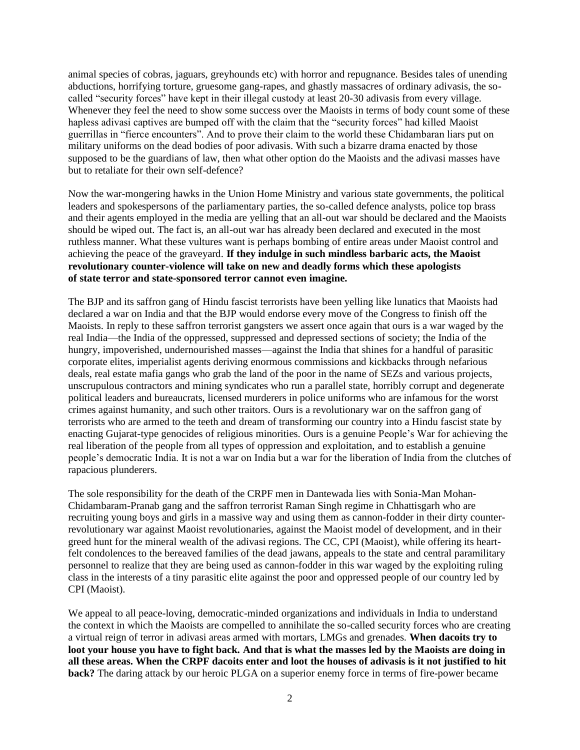animal species of cobras, jaguars, greyhounds etc) with horror and repugnance. Besides tales of unending abductions, horrifying torture, gruesome gang-rapes, and ghastly massacres of ordinary adivasis, the so-called "security forces" have kept in their illegal custody at least 20-30 adivasis from every village. Whenever they feel the need to show some success over the Maoists in terms of body count some of these hapless adivasi captives are bumped off with the claim that the "security forces" had killed Maoist guerrillas in "fierce encounters". And to prove their claim to the world these Chidambaran liars put on military uniforms on the dead bodies of poor adivasis. With such a bizarre drama enacted by those supposed to be the guardians of law, then what other option do the Maoists and the adivasi masses have but to retaliate for their own self-defence?

Now the war-mongering hawks in the Union Home Ministry and various state governments, the political leaders and spokespersons of the parliamentary parties, the so-called defence analysts, police top brass and their agents employed in the media are yelling that an all-out war should be declared and the Maoists should be wiped out. The fact is, an all-out war has already been declared and executed in the most ruthless manner. What these vultures want is perhaps bombing of entire areas under Maoist control and achieving the peace of the graveyard. **If they indulge in such mindless barbaric acts, the Maoist revolutionary counter-violence will take on new and deadly forms which these apologists of state terror and state-sponsored terror cannot even imagine.**

The BJP and its saffron gang of Hindu fascist terrorists have been yelling like lunatics that Maoists had declared a war on India and that the BJP would endorse every move of the Congress to finish off the Maoists. In reply to these saffron terrorist gangsters we assert once again that ours is a war waged by the real India—the India of the oppressed, suppressed and depressed sections of society; the India of the hungry, impoverished, undernourished masses—against the India that shines for a handful of parasitic corporate elites, imperialist agents deriving enormous commissions and kickbacks through nefarious deals, real estate mafia gangs who grab the land of the poor in the name of SEZs and various projects, unscrupulous contractors and mining syndicates who run a parallel state, horribly corrupt and degenerate political leaders and bureaucrats, licensed murderers in police uniforms who are infamous for the worst crimes against humanity, and such other traitors. Ours is a revolutionary war on the saffron gang of terrorists who are armed to the teeth and dream of transforming our country into a Hindu fascist state by enacting Gujarat-type genocides of religious minorities. Ours is a genuine People's War for achieving the real liberation of the people from all types of oppression and exploitation, and to establish a genuine people's democratic India. It is not a war on India but a war for the liberation of India from the clutches of rapacious plunderers.

The sole responsibility for the death of the CRPF men in Dantewada lies with Sonia-Man Mohan-Chidambaram-Pranab gang and the saffron terrorist Raman Singh regime in Chhattisgarh who are recruiting young boys and girls in a massive way and using them as cannon-fodder in their dirty counter-revolutionary war against Maoist revolutionaries, against the Maoist model of development, and in their greed hunt for the mineral wealth of the adivasi regions. The CC, CPI (Maoist), while offering its heart-felt condolences to the bereaved families of the dead jawans, appeals to the state and central paramilitary personnel to realize that they are being used as cannon-fodder in this war waged by the exploiting ruling class in the interests of a tiny parasitic elite against the poor and oppressed people of our country led by CPI (Maoist).

We appeal to all peace-loving, democratic-minded organizations and individuals in India to understand the context in which the Maoists are compelled to annihilate the so-called security forces who are creating a virtual reign of terror in adivasi areas armed with mortars, LMGs and grenades. **When dacoits try to loot your house you have to fight back. And that is what the masses led by the Maoists are doing in all these areas. When the CRPF dacoits enter and loot the houses of adivasis is it not justified to hit back?** The daring attack by our heroic PLGA on a superior enemy force in terms of fire-power became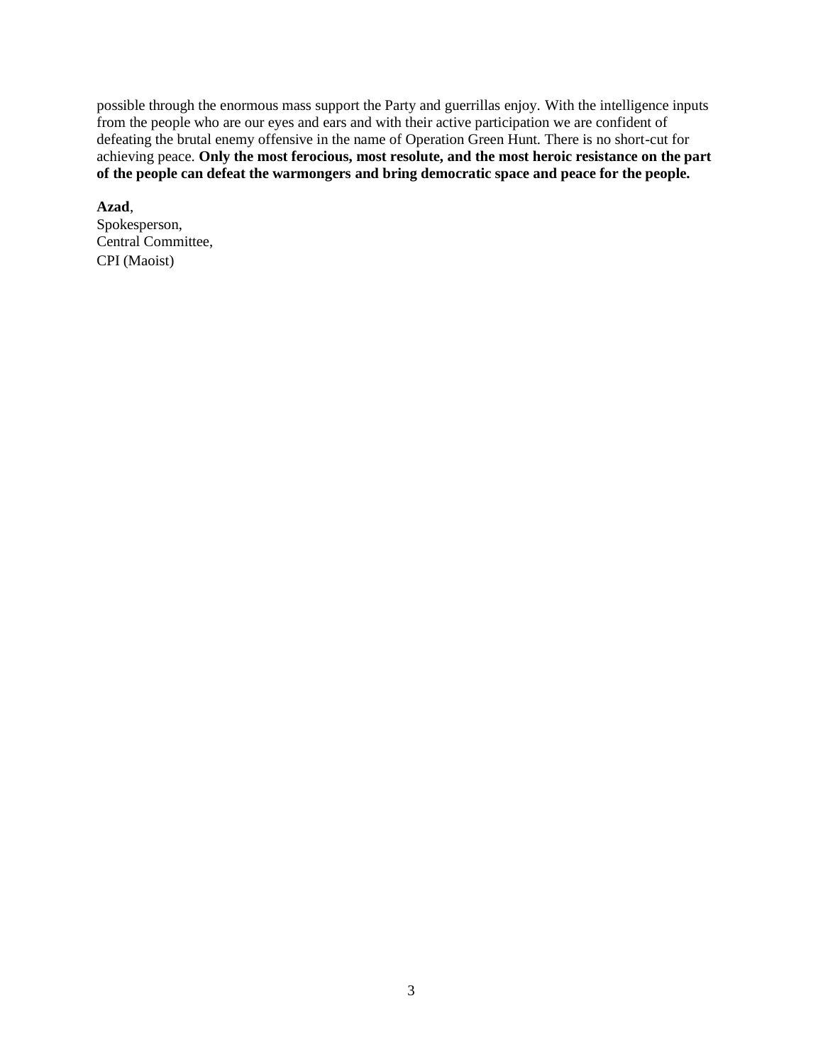possible through the enormous mass support the Party and guerrillas enjoy. With the intelligence inputs from the people who are our eyes and ears and with their active participation we are confident of defeating the brutal enemy offensive in the name of Operation Green Hunt. There is no short-cut for achieving peace. **Only the most ferocious, most resolute, and the most heroic resistance on the part of the people can defeat the warmongers and bring democratic space and peace for the people.**

**Azad**,  
Spokesperson,  
Central Committee,  
CPI (Maoist)